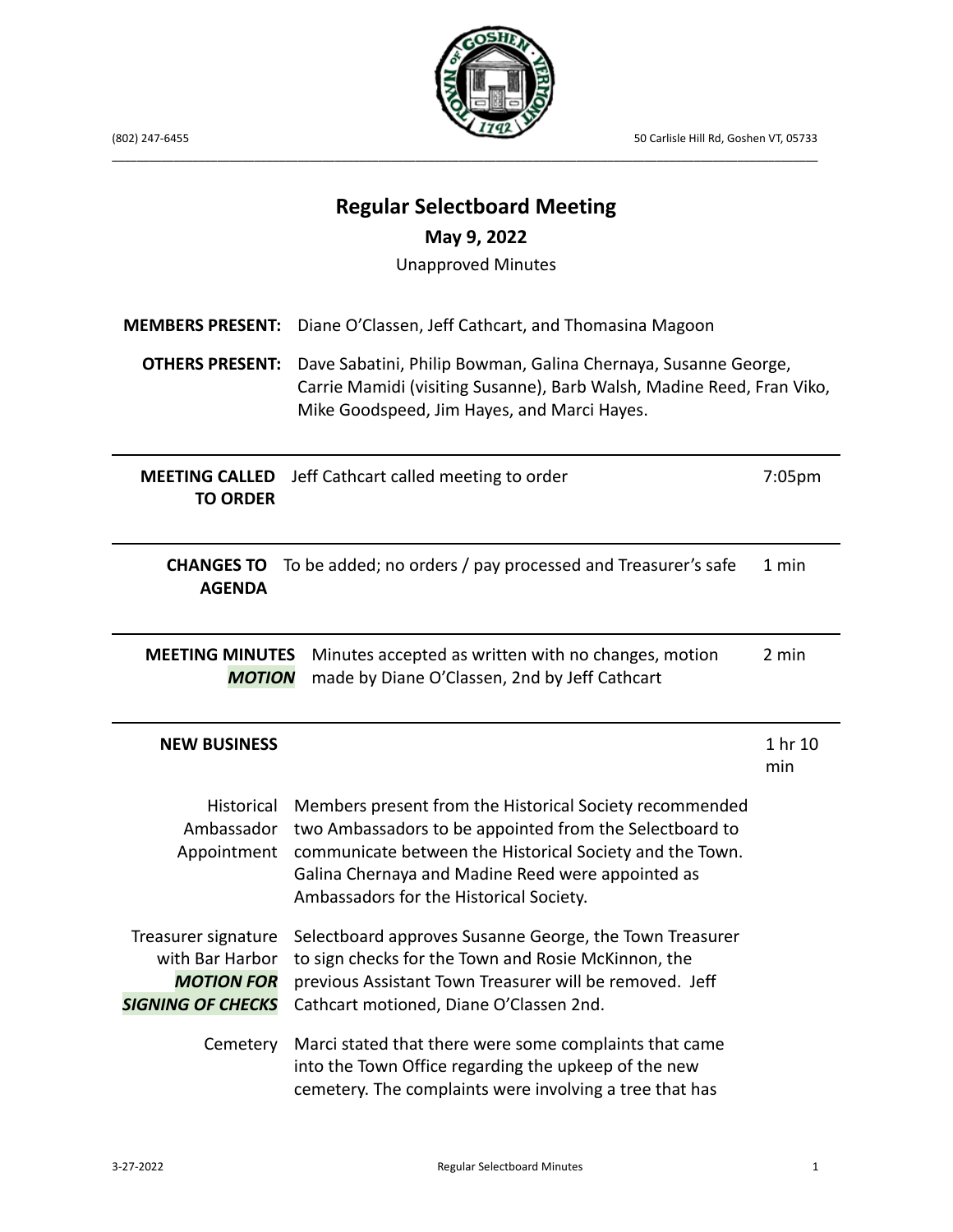(802) 247-6455 50 Carlisle Hill Rd, Goshen VT, 05733

# Regular Selectboard Meeting

## May 9, 2022

Unapproved Minutes

**MEMBERS PRESENT:** Diane O'Classen, Jeff Cathcart, and Thomasina Magoon

**OTHERS PRESENT:** Dave Sabatini, Philip Bowman, Galina Chernaya, Susanne George, Carrie Mamidi (visiting Susanne), Barb Walsh, Madine Reed, Fran Viko, Mike Goodspeed, Jim Hayes, and Marci Hayes.

| | | |
|---|---|---|
| **MEETING CALLED TO ORDER** | Jeff Cathcart called meeting to order | 7:05pm |
| **CHANGES TO AGENDA** | To be added; no orders / pay processed and Treasurer's safe | 1 min |
| **MEETING MINUTES** ***MOTION*** | Minutes accepted as written with no changes, motion made by Diane O'Classen, 2nd by Jeff Cathcart | 2 min |
| **NEW BUSINESS** | | 1 hr 10 min |
| Historical Ambassador Appointment | Members present from the Historical Society recommended two Ambassadors to be appointed from the Selectboard to communicate between the Historical Society and the Town. Galina Chernaya and Madine Reed were appointed as Ambassadors for the Historical Society. | |
| Treasurer signature with Bar Harbor ***MOTION FOR SIGNING OF CHECKS*** | Selectboard approves Susanne George, the Town Treasurer to sign checks for the Town and Rosie McKinnon, the previous Assistant Town Treasurer will be removed. Jeff Cathcart motioned, Diane O'Classen 2nd. | |
| Cemetery | Marci stated that there were some complaints that came into the Town Office regarding the upkeep of the new cemetery. The complaints were involving a tree that has | |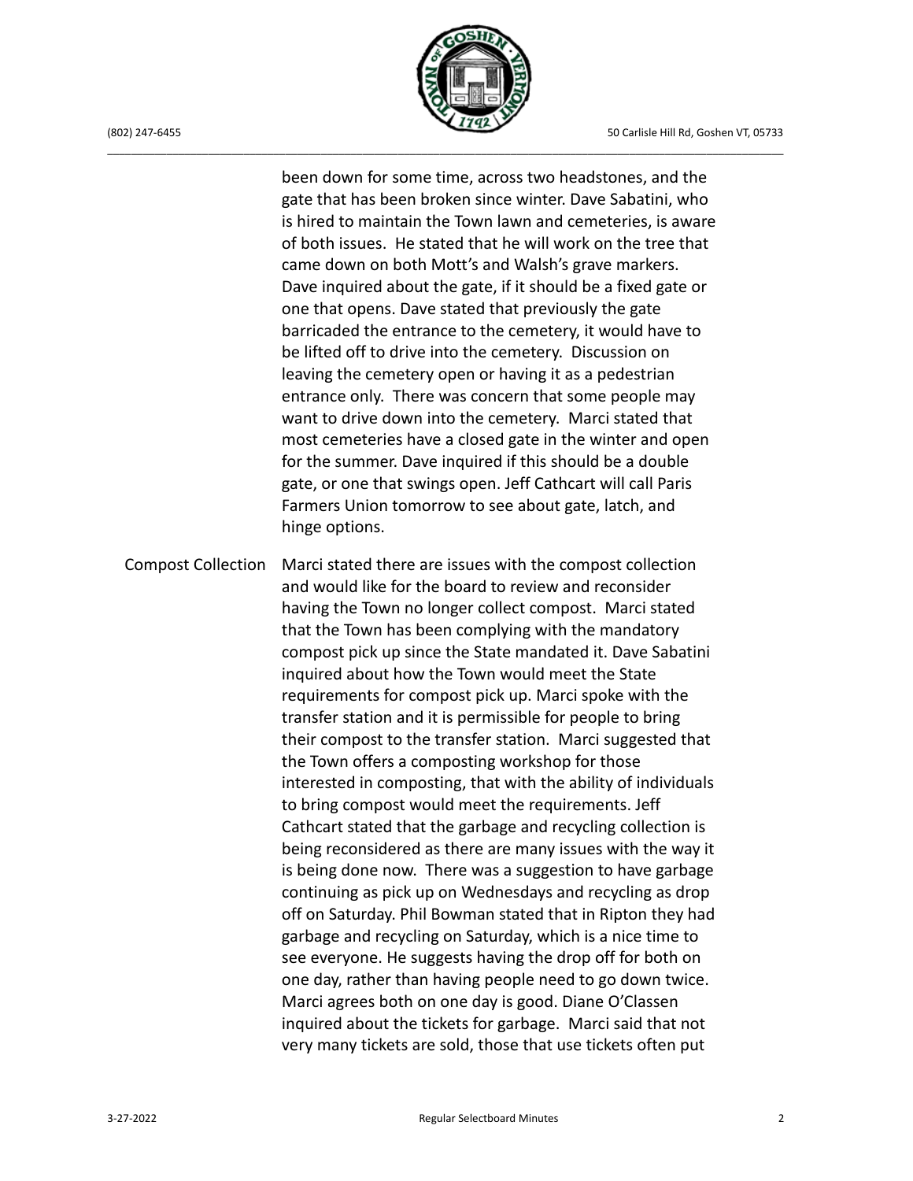been down for some time, across two headstones, and the gate that has been broken since winter. Dave Sabatini, who is hired to maintain the Town lawn and cemeteries, is aware of both issues. He stated that he will work on the tree that came down on both Mott's and Walsh's grave markers. Dave inquired about the gate, if it should be a fixed gate or one that opens. Dave stated that previously the gate barricaded the entrance to the cemetery, it would have to be lifted off to drive into the cemetery. Discussion on leaving the cemetery open or having it as a pedestrian entrance only. There was concern that some people may want to drive down into the cemetery. Marci stated that most cemeteries have a closed gate in the winter and open for the summer. Dave inquired if this should be a double gate, or one that swings open. Jeff Cathcart will call Paris Farmers Union tomorrow to see about gate, latch, and hinge options.

**Compost Collection**

Marci stated there are issues with the compost collection and would like for the board to review and reconsider having the Town no longer collect compost. Marci stated that the Town has been complying with the mandatory compost pick up since the State mandated it. Dave Sabatini inquired about how the Town would meet the State requirements for compost pick up. Marci spoke with the transfer station and it is permissible for people to bring their compost to the transfer station. Marci suggested that the Town offers a composting workshop for those interested in composting, that with the ability of individuals to bring compost would meet the requirements. Jeff Cathcart stated that the garbage and recycling collection is being reconsidered as there are many issues with the way it is being done now. There was a suggestion to have garbage continuing as pick up on Wednesdays and recycling as drop off on Saturday. Phil Bowman stated that in Ripton they had garbage and recycling on Saturday, which is a nice time to see everyone. He suggests having the drop off for both on one day, rather than having people need to go down twice. Marci agrees both on one day is good. Diane O'Classen inquired about the tickets for garbage. Marci said that not very many tickets are sold, those that use tickets often put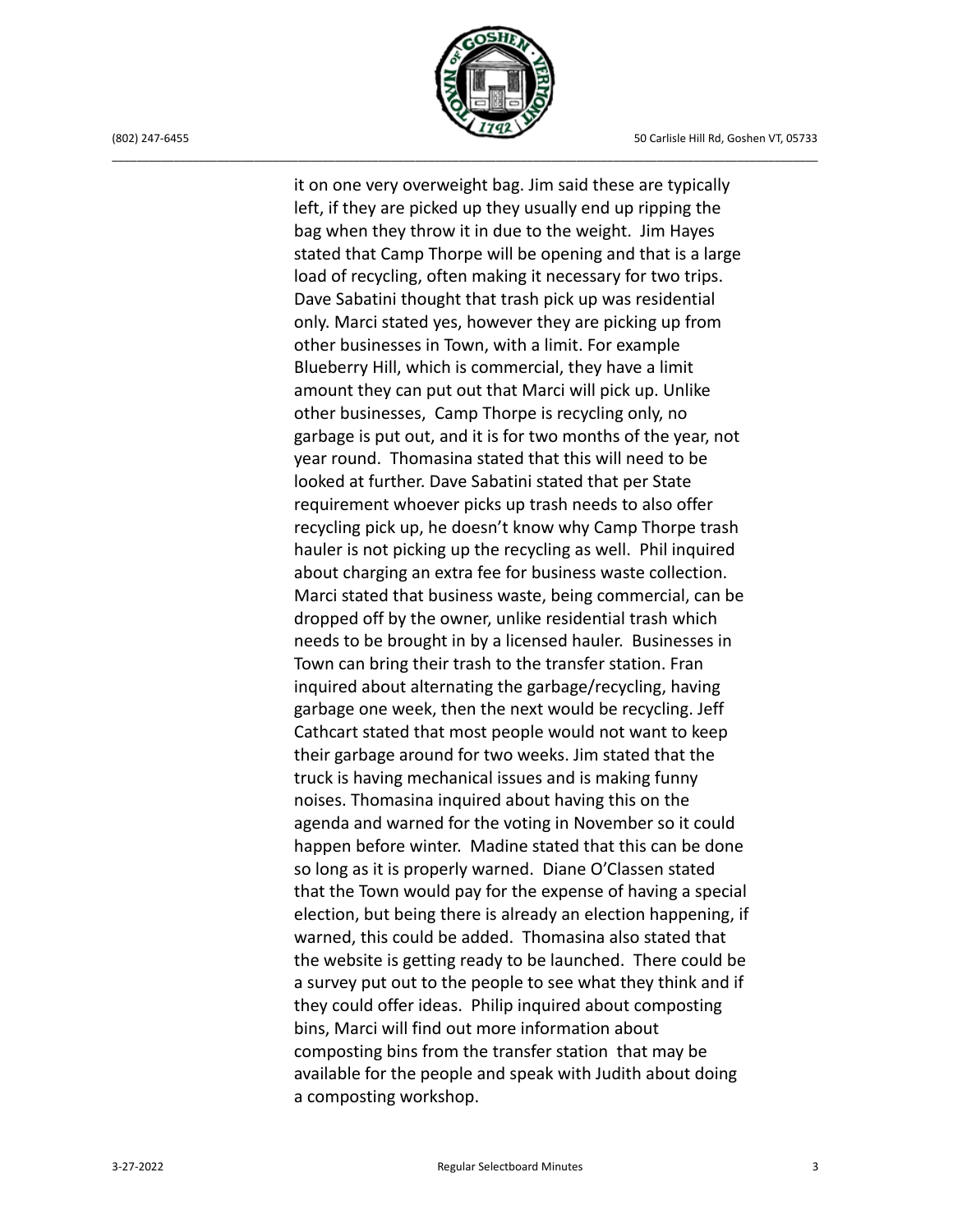it on one very overweight bag. Jim said these are typically left, if they are picked up they usually end up ripping the bag when they throw it in due to the weight. Jim Hayes stated that Camp Thorpe will be opening and that is a large load of recycling, often making it necessary for two trips. Dave Sabatini thought that trash pick up was residential only. Marci stated yes, however they are picking up from other businesses in Town, with a limit. For example Blueberry Hill, which is commercial, they have a limit amount they can put out that Marci will pick up. Unlike other businesses, Camp Thorpe is recycling only, no garbage is put out, and it is for two months of the year, not year round. Thomasina stated that this will need to be looked at further. Dave Sabatini stated that per State requirement whoever picks up trash needs to also offer recycling pick up, he doesn't know why Camp Thorpe trash hauler is not picking up the recycling as well. Phil inquired about charging an extra fee for business waste collection. Marci stated that business waste, being commercial, can be dropped off by the owner, unlike residential trash which needs to be brought in by a licensed hauler. Businesses in Town can bring their trash to the transfer station. Fran inquired about alternating the garbage/recycling, having garbage one week, then the next would be recycling. Jeff Cathcart stated that most people would not want to keep their garbage around for two weeks. Jim stated that the truck is having mechanical issues and is making funny noises. Thomasina inquired about having this on the agenda and warned for the voting in November so it could happen before winter. Madine stated that this can be done so long as it is properly warned. Diane O'Classen stated that the Town would pay for the expense of having a special election, but being there is already an election happening, if warned, this could be added. Thomasina also stated that the website is getting ready to be launched. There could be a survey put out to the people to see what they think and if they could offer ideas. Philip inquired about composting bins, Marci will find out more information about composting bins from the transfer station that may be available for the people and speak with Judith about doing a composting workshop.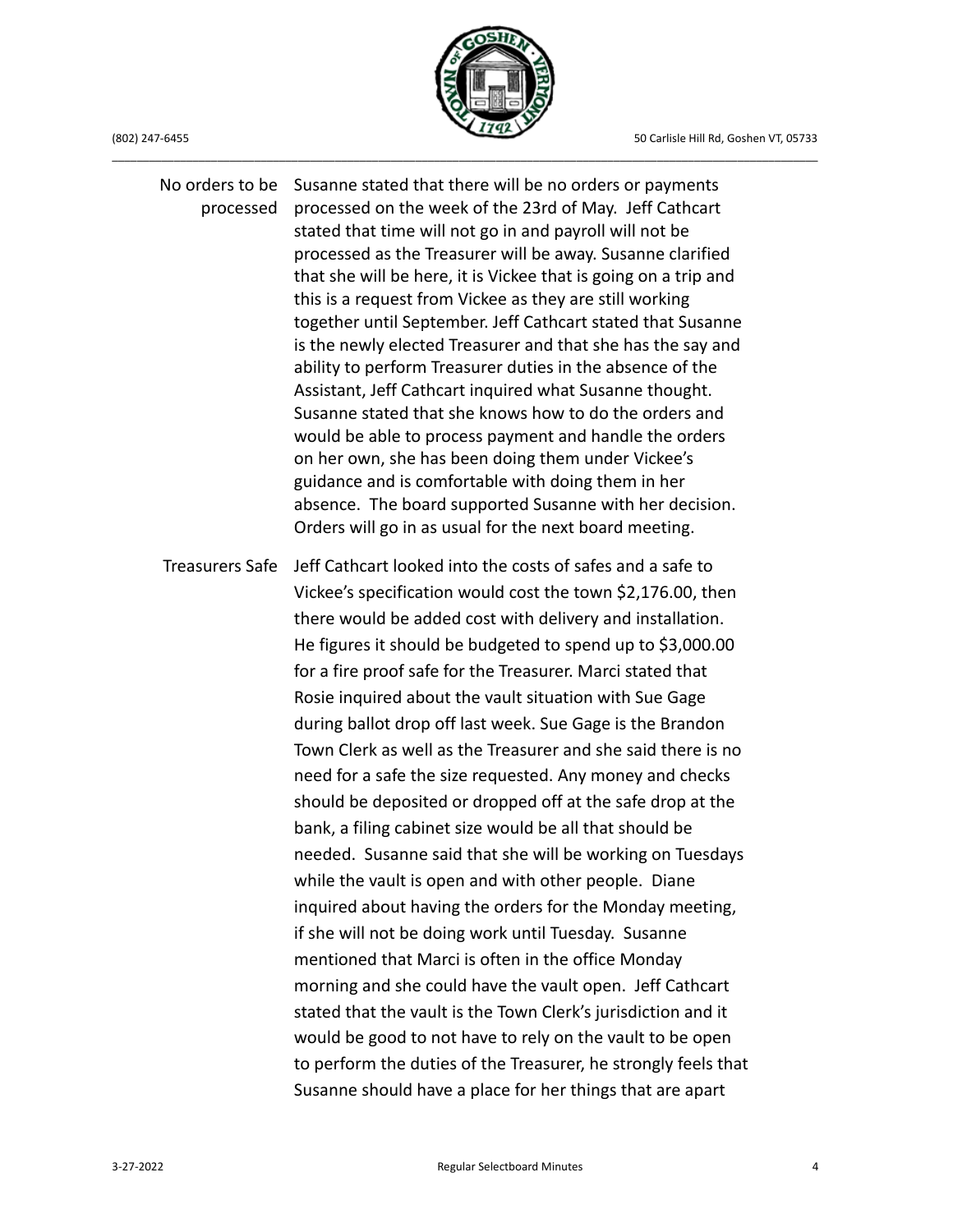**No orders to be processed**

Susanne stated that there will be no orders or payments processed on the week of the 23rd of May. Jeff Cathcart stated that time will not go in and payroll will not be processed as the Treasurer will be away. Susanne clarified that she will be here, it is Vickee that is going on a trip and this is a request from Vickee as they are still working together until September. Jeff Cathcart stated that Susanne is the newly elected Treasurer and that she has the say and ability to perform Treasurer duties in the absence of the Assistant, Jeff Cathcart inquired what Susanne thought. Susanne stated that she knows how to do the orders and would be able to process payment and handle the orders on her own, she has been doing them under Vickee's guidance and is comfortable with doing them in her absence. The board supported Susanne with her decision. Orders will go in as usual for the next board meeting.

**Treasurers Safe**

Jeff Cathcart looked into the costs of safes and a safe to Vickee's specification would cost the town $2,176.00, then there would be added cost with delivery and installation. He figures it should be budgeted to spend up to $3,000.00 for a fire proof safe for the Treasurer. Marci stated that Rosie inquired about the vault situation with Sue Gage during ballot drop off last week. Sue Gage is the Brandon Town Clerk as well as the Treasurer and she said there is no need for a safe the size requested. Any money and checks should be deposited or dropped off at the safe drop at the bank, a filing cabinet size would be all that should be needed. Susanne said that she will be working on Tuesdays while the vault is open and with other people. Diane inquired about having the orders for the Monday meeting, if she will not be doing work until Tuesday. Susanne mentioned that Marci is often in the office Monday morning and she could have the vault open. Jeff Cathcart stated that the vault is the Town Clerk's jurisdiction and it would be good to not have to rely on the vault to be open to perform the duties of the Treasurer, he strongly feels that Susanne should have a place for her things that are apart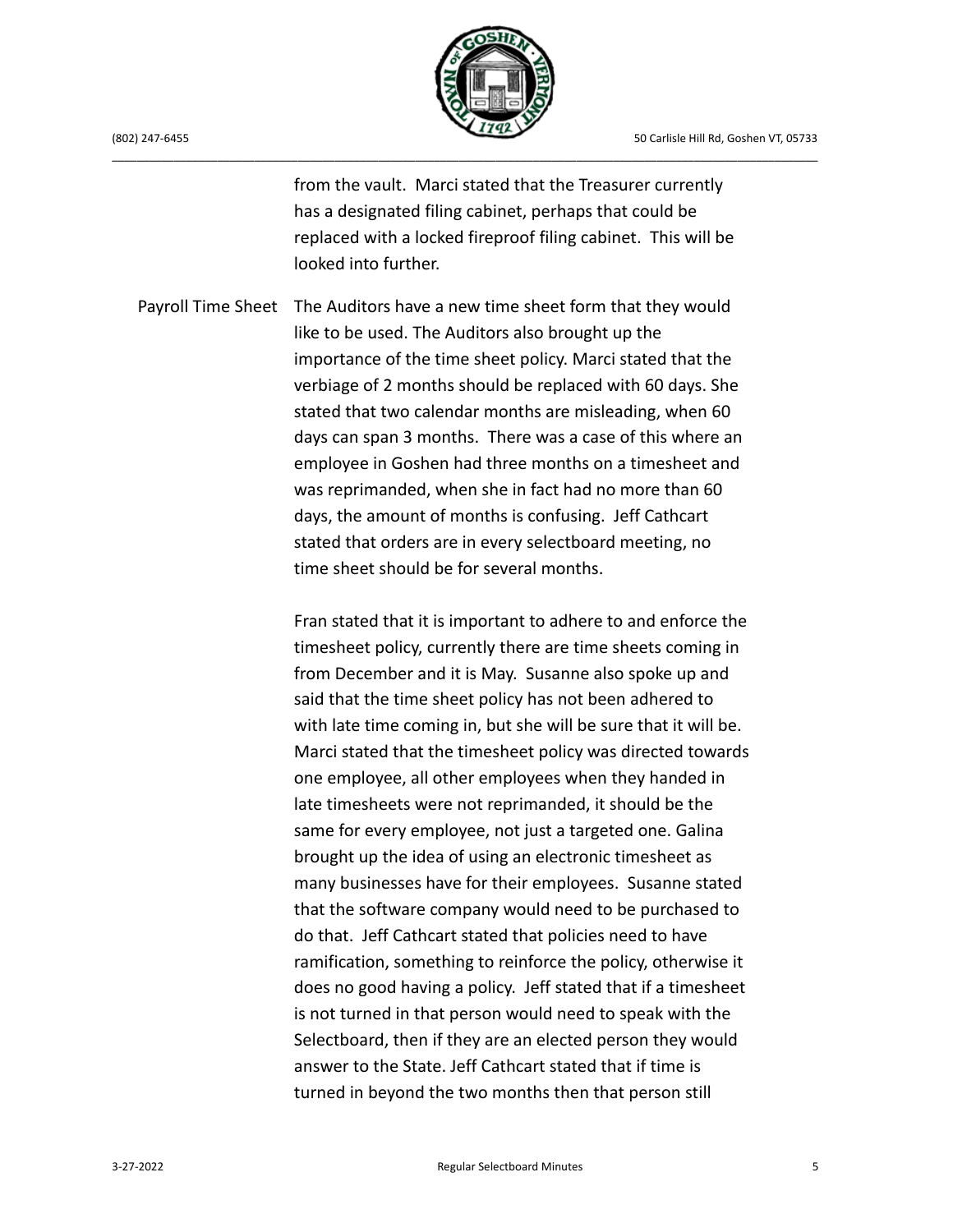from the vault. Marci stated that the Treasurer currently has a designated filing cabinet, perhaps that could be replaced with a locked fireproof filing cabinet. This will be looked into further.

**Payroll Time Sheet**

The Auditors have a new time sheet form that they would like to be used. The Auditors also brought up the importance of the time sheet policy. Marci stated that the verbiage of 2 months should be replaced with 60 days. She stated that two calendar months are misleading, when 60 days can span 3 months. There was a case of this where an employee in Goshen had three months on a timesheet and was reprimanded, when she in fact had no more than 60 days, the amount of months is confusing. Jeff Cathcart stated that orders are in every selectboard meeting, no time sheet should be for several months.

Fran stated that it is important to adhere to and enforce the timesheet policy, currently there are time sheets coming in from December and it is May. Susanne also spoke up and said that the time sheet policy has not been adhered to with late time coming in, but she will be sure that it will be. Marci stated that the timesheet policy was directed towards one employee, all other employees when they handed in late timesheets were not reprimanded, it should be the same for every employee, not just a targeted one. Galina brought up the idea of using an electronic timesheet as many businesses have for their employees. Susanne stated that the software company would need to be purchased to do that. Jeff Cathcart stated that policies need to have ramification, something to reinforce the policy, otherwise it does no good having a policy. Jeff stated that if a timesheet is not turned in that person would need to speak with the Selectboard, then if they are an elected person they would answer to the State. Jeff Cathcart stated that if time is turned in beyond the two months then that person still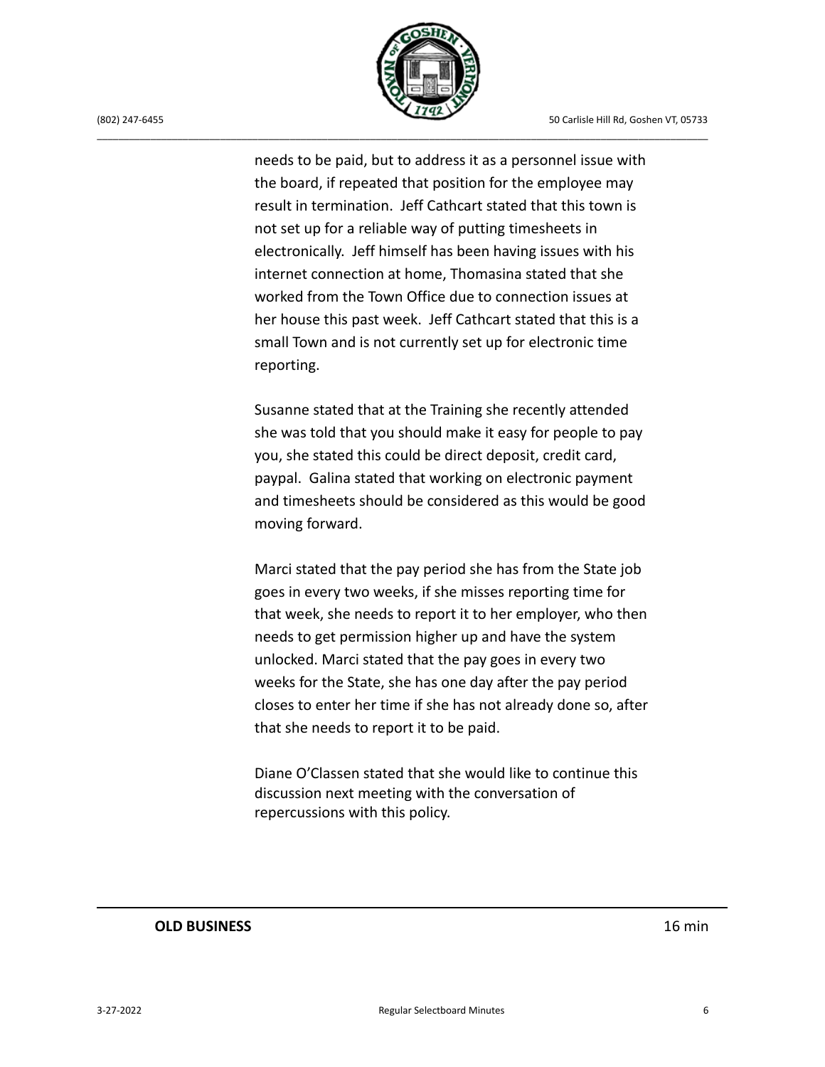needs to be paid, but to address it as a personnel issue with the board, if repeated that position for the employee may result in termination. Jeff Cathcart stated that this town is not set up for a reliable way of putting timesheets in electronically. Jeff himself has been having issues with his internet connection at home, Thomasina stated that she worked from the Town Office due to connection issues at her house this past week. Jeff Cathcart stated that this is a small Town and is not currently set up for electronic time reporting.

Susanne stated that at the Training she recently attended she was told that you should make it easy for people to pay you, she stated this could be direct deposit, credit card, paypal. Galina stated that working on electronic payment and timesheets should be considered as this would be good moving forward.

Marci stated that the pay period she has from the State job goes in every two weeks, if she misses reporting time for that week, she needs to report it to her employer, who then needs to get permission higher up and have the system unlocked. Marci stated that the pay goes in every two weeks for the State, she has one day after the pay period closes to enter her time if she has not already done so, after that she needs to report it to be paid.

Diane O'Classen stated that she would like to continue this discussion next meeting with the conversation of repercussions with this policy.

---

**OLD BUSINESS** 16 min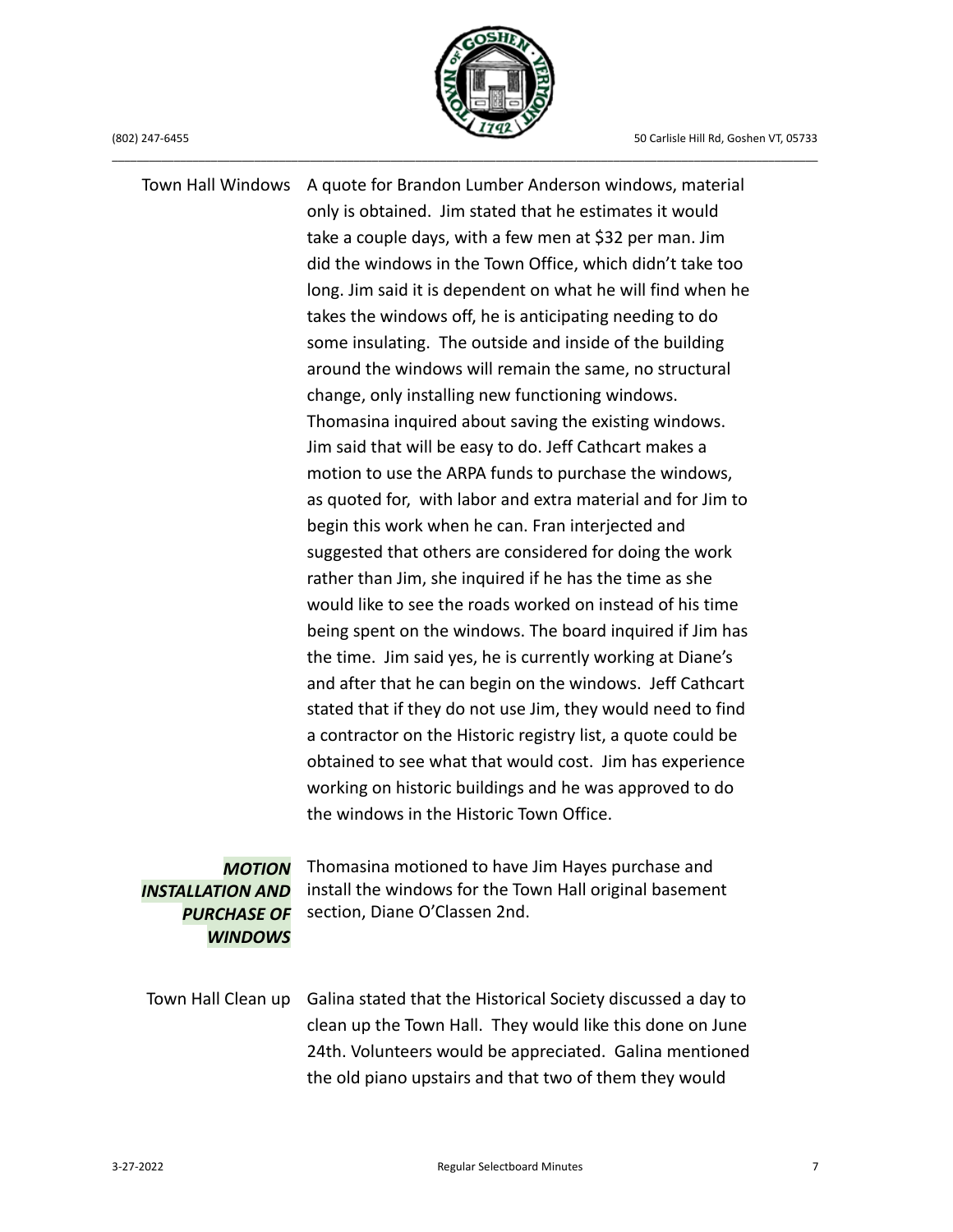Town Hall Windows A quote for Brandon Lumber Anderson windows, material only is obtained. Jim stated that he estimates it would take a couple days, with a few men at $32 per man. Jim did the windows in the Town Office, which didn't take too long. Jim said it is dependent on what he will find when he takes the windows off, he is anticipating needing to do some insulating. The outside and inside of the building around the windows will remain the same, no structural change, only installing new functioning windows. Thomasina inquired about saving the existing windows. Jim said that will be easy to do. Jeff Cathcart makes a motion to use the ARPA funds to purchase the windows, as quoted for, with labor and extra material and for Jim to begin this work when he can. Fran interjected and suggested that others are considered for doing the work rather than Jim, she inquired if he has the time as she would like to see the roads worked on instead of his time being spent on the windows. The board inquired if Jim has the time. Jim said yes, he is currently working at Diane's and after that he can begin on the windows. Jeff Cathcart stated that if they do not use Jim, they would need to find a contractor on the Historic registry list, a quote could be obtained to see what that would cost. Jim has experience working on historic buildings and he was approved to do the windows in the Historic Town Office.

***MOTION INSTALLATION AND PURCHASE OF WINDOWS*** Thomasina motioned to have Jim Hayes purchase and install the windows for the Town Hall original basement section, Diane O'Classen 2nd.

Town Hall Clean up Galina stated that the Historical Society discussed a day to clean up the Town Hall. They would like this done on June 24th. Volunteers would be appreciated. Galina mentioned the old piano upstairs and that two of them they would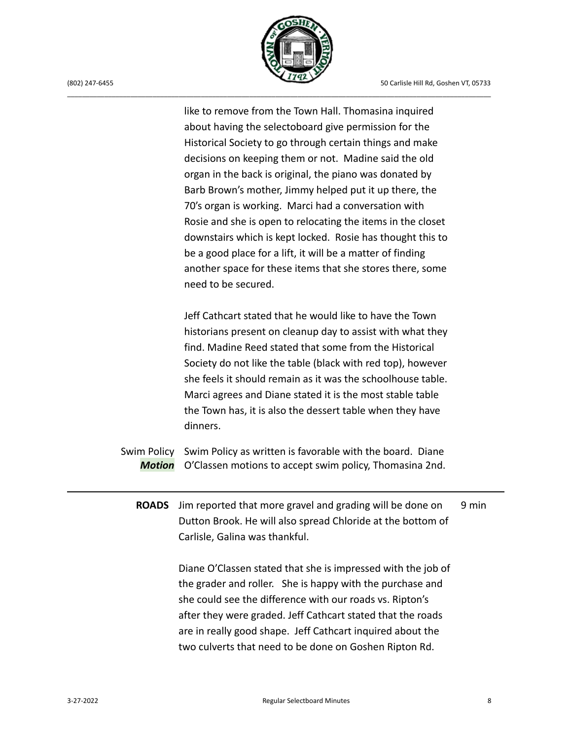like to remove from the Town Hall. Thomasina inquired about having the selectoboard give permission for the Historical Society to go through certain things and make decisions on keeping them or not. Madine said the old organ in the back is original, the piano was donated by Barb Brown's mother, Jimmy helped put it up there, the 70's organ is working. Marci had a conversation with Rosie and she is open to relocating the items in the closet downstairs which is kept locked. Rosie has thought this to be a good place for a lift, it will be a matter of finding another space for these items that she stores there, some need to be secured.

Jeff Cathcart stated that he would like to have the Town historians present on cleanup day to assist with what they find. Madine Reed stated that some from the Historical Society do not like the table (black with red top), however she feels it should remain as it was the schoolhouse table. Marci agrees and Diane stated it is the most stable table the Town has, it is also the dessert table when they have dinners.

| | | |
|---|---|---|
| Swim Policy<br>***Motion*** | Swim Policy as written is favorable with the board. Diane O'Classen motions to accept swim policy, Thomasina 2nd. | |
| **ROADS** | Jim reported that more gravel and grading will be done on Dutton Brook. He will also spread Chloride at the bottom of Carlisle, Galina was thankful.<br><br>Diane O'Classen stated that she is impressed with the job of the grader and roller. She is happy with the purchase and she could see the difference with our roads vs. Ripton's after they were graded. Jeff Cathcart stated that the roads are in really good shape. Jeff Cathcart inquired about the two culverts that need to be done on Goshen Ripton Rd. | 9 min |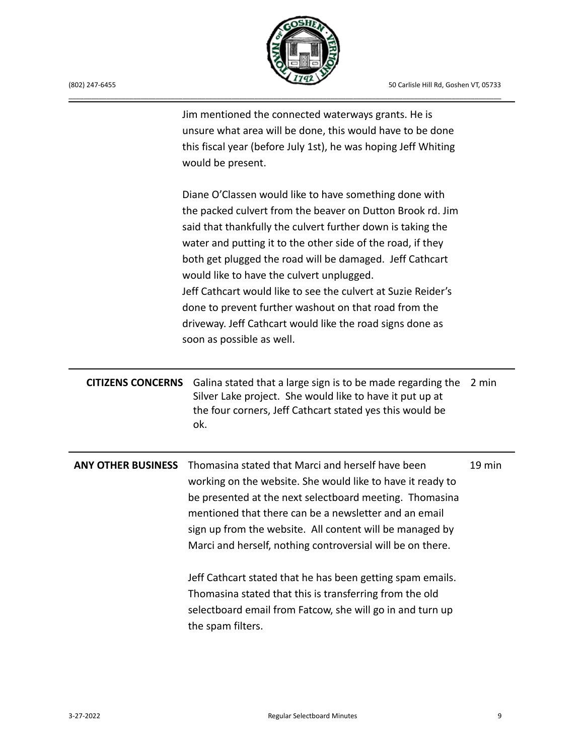Jim mentioned the connected waterways grants. He is unsure what area will be done, this would have to be done this fiscal year (before July 1st), he was hoping Jeff Whiting would be present.

Diane O'Classen would like to have something done with the packed culvert from the beaver on Dutton Brook rd. Jim said that thankfully the culvert further down is taking the water and putting it to the other side of the road, if they both get plugged the road will be damaged. Jeff Cathcart would like to have the culvert unplugged.
Jeff Cathcart would like to see the culvert at Suzie Reider's done to prevent further washout on that road from the driveway. Jeff Cathcart would like the road signs done as soon as possible as well.

| | | |
|---|---|---|
| **CITIZENS CONCERNS** | Galina stated that a large sign is to be made regarding the Silver Lake project. She would like to have it put up at the four corners, Jeff Cathcart stated yes this would be ok. | 2 min |
| **ANY OTHER BUSINESS** | Thomasina stated that Marci and herself have been working on the website. She would like to have it ready to be presented at the next selectboard meeting. Thomasina mentioned that there can be a newsletter and an email sign up from the website. All content will be managed by Marci and herself, nothing controversial will be on there.<br><br>Jeff Cathcart stated that he has been getting spam emails. Thomasina stated that this is transferring from the old selectboard email from Fatcow, she will go in and turn up the spam filters. | 19 min |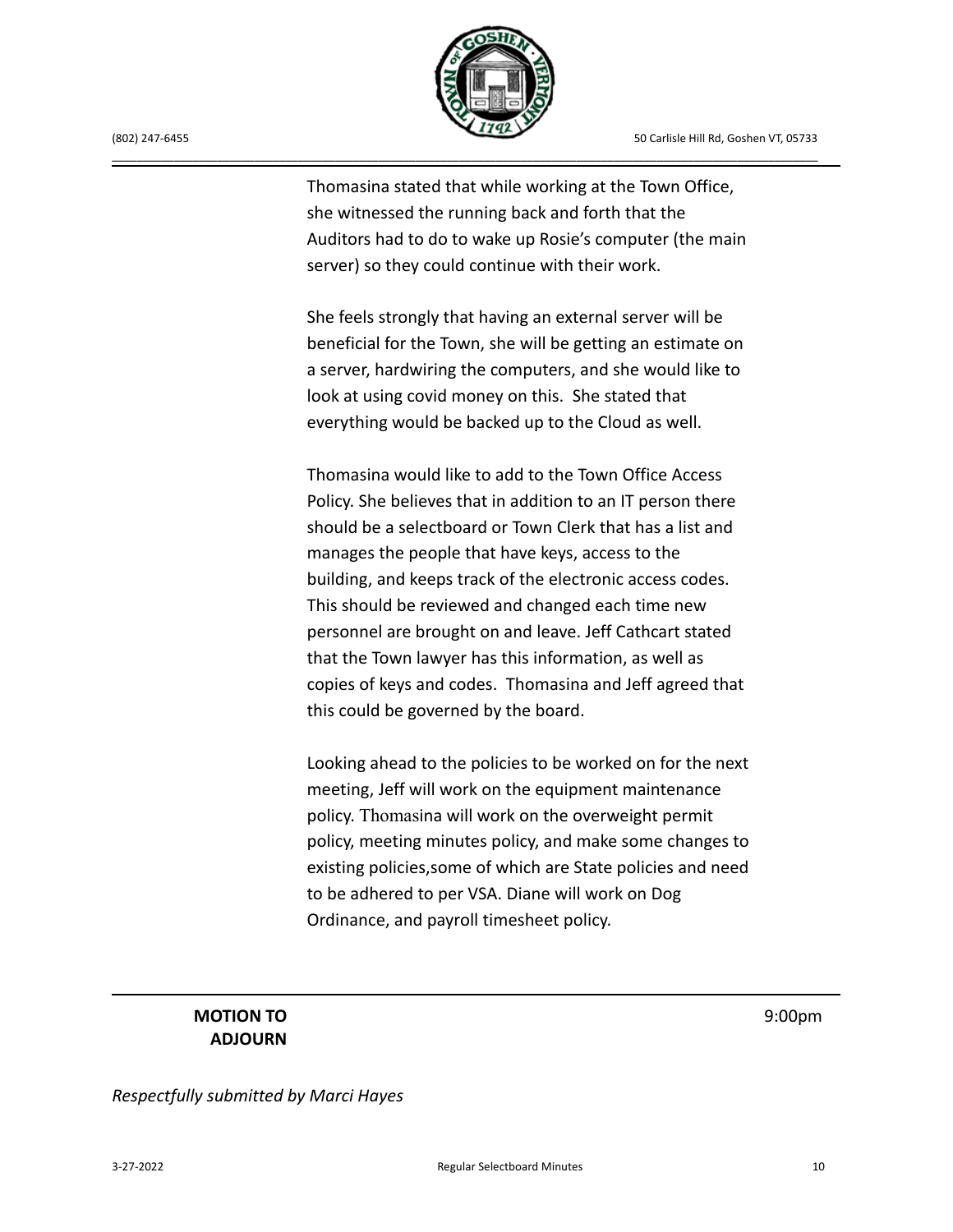Thomasina stated that while working at the Town Office, she witnessed the running back and forth that the Auditors had to do to wake up Rosie's computer (the main server) so they could continue with their work.

She feels strongly that having an external server will be beneficial for the Town, she will be getting an estimate on a server, hardwiring the computers, and she would like to look at using covid money on this. She stated that everything would be backed up to the Cloud as well.

Thomasina would like to add to the Town Office Access Policy. She believes that in addition to an IT person there should be a selectboard or Town Clerk that has a list and manages the people that have keys, access to the building, and keeps track of the electronic access codes. This should be reviewed and changed each time new personnel are brought on and leave. Jeff Cathcart stated that the Town lawyer has this information, as well as copies of keys and codes. Thomasina and Jeff agreed that this could be governed by the board.

Looking ahead to the policies to be worked on for the next meeting, Jeff will work on the equipment maintenance policy. Thomasina will work on the overweight permit policy, meeting minutes policy, and make some changes to existing policies,some of which are State policies and need to be adhered to per VSA. Diane will work on Dog Ordinance, and payroll timesheet policy.

**MOTION TO ADJOURN** 9:00pm

*Respectfully submitted by Marci Hayes*